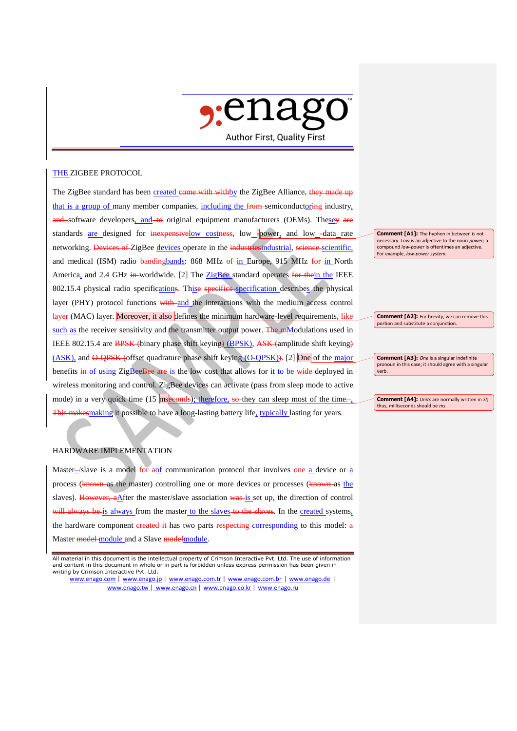# THE ZIGBEE PROTOCOL

The ZigBee standard has been created ~~come with with~~by the ZigBee Alliance~~, they made up~~ that is a group of many member companies, including the ~~from~~ semiconductor~~ing~~ industry, ~~and~~ software developers, and ~~to~~ original equipment manufacturers (OEMs). The~~se~~y ~~are~~ standards are designed for ~~inexpensive~~low cost~~ness~~, low~~-~~power, and low-data rate networking. ~~Devices of~~ ZigBee devices operate in the ~~industries~~industrial, ~~science~~ scientific, and medical (ISM) radio ~~banding~~bands: 868 MHz ~~of~~ in Europe, 915 MHz ~~for~~ in North America, and 2.4 GHz ~~in~~ worldwide. [2] The ZigBee standard operates ~~for the~~in the IEEE 802.15.4 physical radio specifications. Thi~~se~~s ~~specifics~~ specification describes the physical layer (PHY) protocol functions ~~with~~ and the interactions with the medium access control ~~layer~~ (MAC) layer. Moreover, it also defines the minimum hardware-level requirements~~, like~~ such as the receiver sensitivity and the transmitter output power. ~~The m~~Modulations used in IEEE 802.15.4 are ~~BPSK (~~binary phase shift keying~~)~~ (BPSK), ~~ASK (~~amplitude shift keying~~)~~ (ASK), and ~~O-QPSK (~~offset quadrature phase shift keying (O-QPSK)~~)~~. [2] One of the major benefits ~~in~~ of using ZigBee~~Bee~~ ~~are~~ is the low cost that allows for it to be ~~wide~~ deployed in wireless monitoring and control. ZigBee devices can activate (pass from sleep mode to active mode) in a very quick time (15 ms~~econds~~); therefore, ~~so~~ they can sleep most of the time~~.~~, ~~This makes~~making it possible to have a long-lasting battery life, typically lasting for years.

# HARDWARE IMPLEMENTATION

Master~~-~~/slave is a model ~~for a~~of communication protocol that involves ~~one~~ a device or a process (~~known~~ as the master) controlling one or more devices or processes (~~known~~ as the slaves). ~~However, a~~After the master/slave association ~~was~~ is set up, the direction of control ~~will always be~~ is always from the master to the slaves ~~to the slaves~~. In the created systems, the hardware component ~~created it~~ has two parts ~~respecting~~ corresponding to this model: ~~a~~ Master ~~model~~ module and a Slave ~~model~~module.

**Comment [A1]:** The hyphen in between is not necessary. *Low* is an adjective to the noun *power;* a compound *low-power* is oftentimes an adjective. For example, *low-power system.*

**Comment [A2]:** For brevity, we can remove this portion and substitute a conjunction.

**Comment [A3]:** *One* is a singular indefinite pronoun in this case; it should agree with a singular verb.

**Comment [A4]:** *Units* are normally written in *SI*; thus, milliseconds should be *ms*.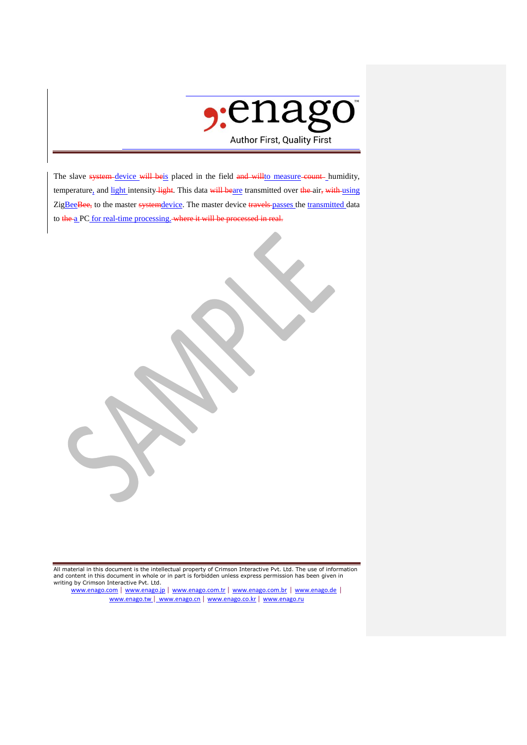The slave ~~system~~ device ~~will be~~is placed in the field ~~and will~~to measure ~~count~~ humidity, temperature, and light intensity ~~light~~. This data ~~will be~~are transmitted over ~~the~~ air~~,~~ ~~with~~ using ZigBee~~Bee,~~ to the master ~~system~~device. The master device ~~travels~~ passes the transmitted data to ~~the~~ a PC for real-time processing. ~~where it will be processed in real.~~